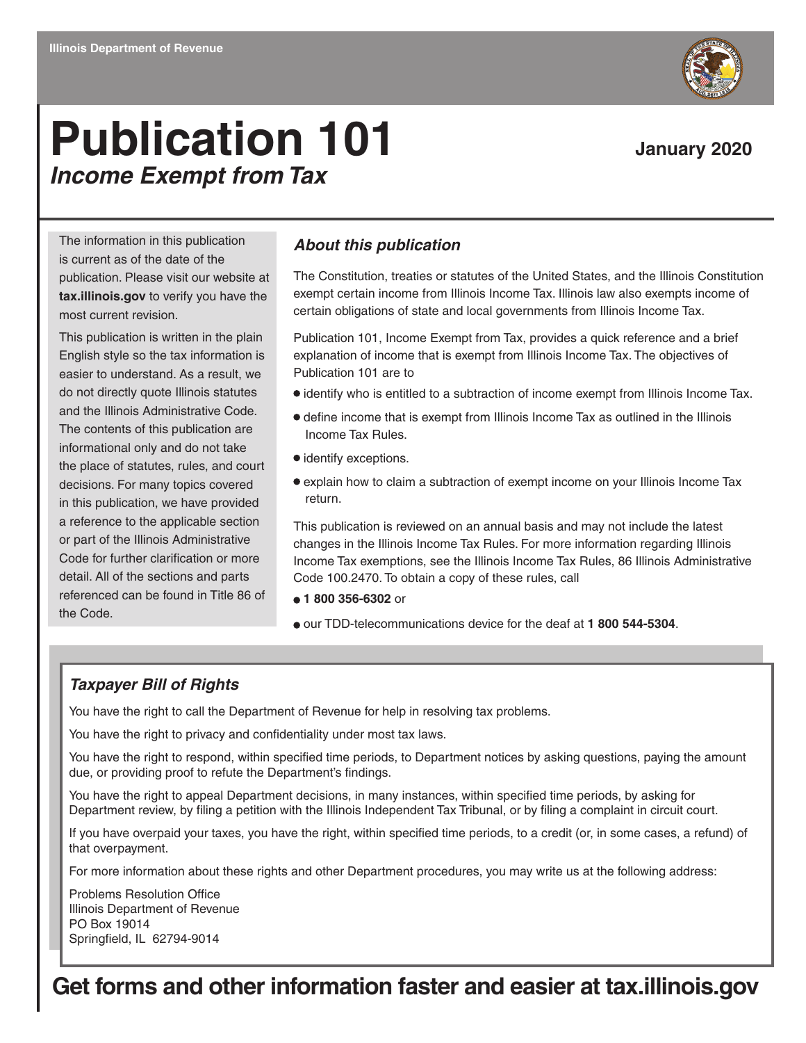Illinois Department of Revenue

# Publication 101

## *Income Exempt from Tax*

**January 2020**

The information in this publication is current as of the date of the publication. Please visit our website at **tax.illinois.gov** to verify you have the most current revision.

This publication is written in the plain English style so the tax information is easier to understand. As a result, we do not directly quote Illinois statutes and the Illinois Administrative Code. The contents of this publication are informational only and do not take the place of statutes, rules, and court decisions. For many topics covered in this publication, we have provided a reference to the applicable section or part of the Illinois Administrative Code for further clarification or more detail. All of the sections and parts referenced can be found in Title 86 of the Code.

### *About this publication*

The Constitution, treaties or statutes of the United States, and the Illinois Constitution exempt certain income from Illinois Income Tax. Illinois law also exempts income of certain obligations of state and local governments from Illinois Income Tax.

Publication 101, Income Exempt from Tax, provides a quick reference and a brief explanation of income that is exempt from Illinois Income Tax. The objectives of Publication 101 are to

- identify who is entitled to a subtraction of income exempt from Illinois Income Tax.
- define income that is exempt from Illinois Income Tax as outlined in the Illinois Income Tax Rules.
- identify exceptions.
- explain how to claim a subtraction of exempt income on your Illinois Income Tax return.

This publication is reviewed on an annual basis and may not include the latest changes in the Illinois Income Tax Rules. For more information regarding Illinois Income Tax exemptions, see the Illinois Income Tax Rules, 86 Illinois Administrative Code 100.2470. To obtain a copy of these rules, call

- **1 800 356-6302** or
- our TDD-telecommunications device for the deaf at **1 800 544-5304**.

### *Taxpayer Bill of Rights*

You have the right to call the Department of Revenue for help in resolving tax problems.

You have the right to privacy and confidentiality under most tax laws.

You have the right to respond, within specified time periods, to Department notices by asking questions, paying the amount due, or providing proof to refute the Department's findings.

You have the right to appeal Department decisions, in many instances, within specified time periods, by asking for Department review, by filing a petition with the Illinois Independent Tax Tribunal, or by filing a complaint in circuit court.

If you have overpaid your taxes, you have the right, within specified time periods, to a credit (or, in some cases, a refund) of that overpayment.

For more information about these rights and other Department procedures, you may write us at the following address:

Problems Resolution Office  
Illinois Department of Revenue  
PO Box 19014  
Springfield, IL 62794-9014

**Get forms and other information faster and easier at tax.illinois.gov**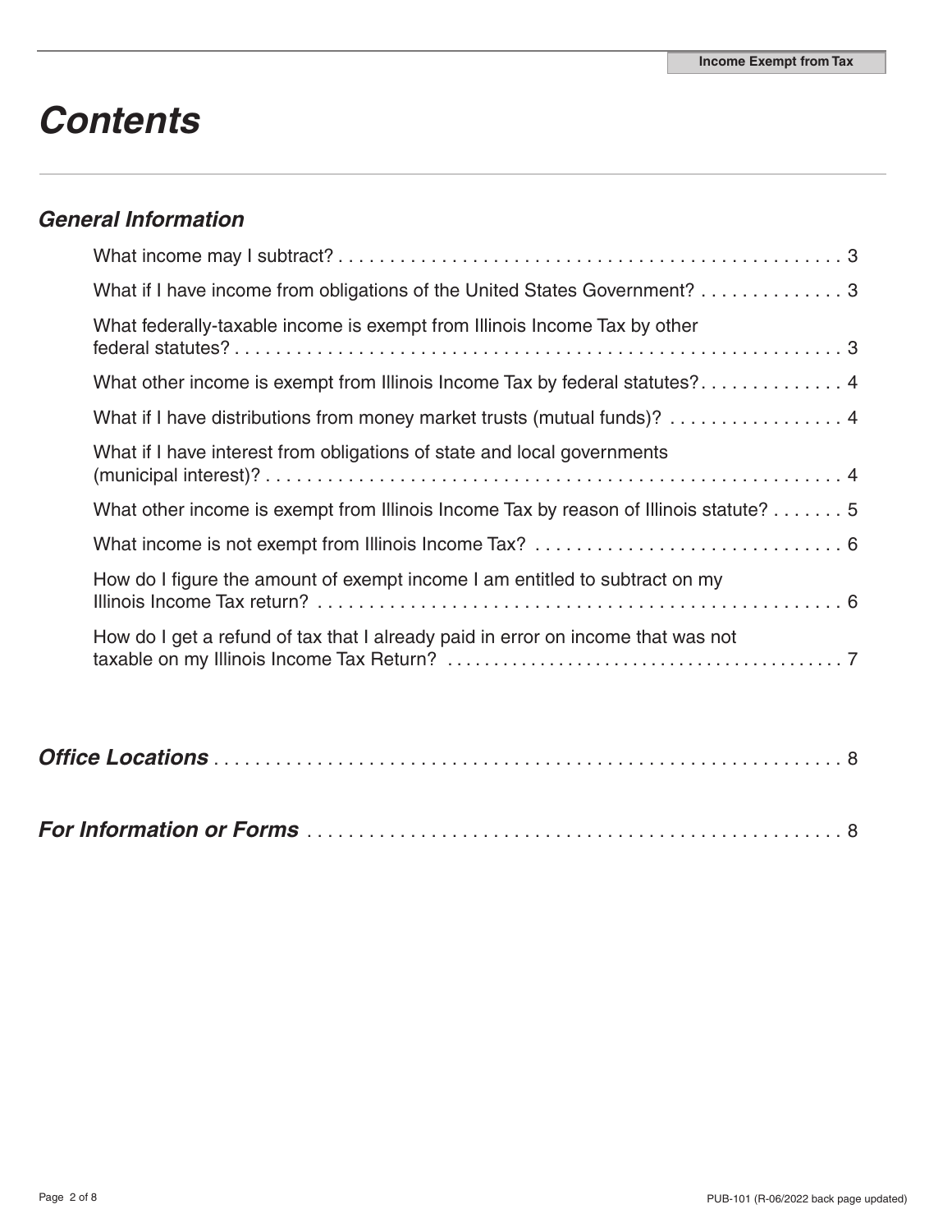# Contents

## General Information

What income may I subtract? . . . . . . . . . . . . . . . . . . . . . . . . . . . . . . . . . . . . . . . . . . . . . . . . . . 3

What if I have income from obligations of the United States Government? . . . . . . . . . . . . . . 3

What federally-taxable income is exempt from Illinois Income Tax by other federal statutes? . . . . . . . . . . . . . . . . . . . . . . . . . . . . . . . . . . . . . . . . . . . . . . . . . . . . . . . . . . . 3

What other income is exempt from Illinois Income Tax by federal statutes? . . . . . . . . . . . . . . 4

What if I have distributions from money market trusts (mutual funds)? . . . . . . . . . . . . . . . . . 4

What if I have interest from obligations of state and local governments (municipal interest)? . . . . . . . . . . . . . . . . . . . . . . . . . . . . . . . . . . . . . . . . . . . . . . . . . . . . . 4

What other income is exempt from Illinois Income Tax by reason of Illinois statute? . . . . . . . 5

What income is not exempt from Illinois Income Tax? . . . . . . . . . . . . . . . . . . . . . . . . . . . . . . 6

How do I figure the amount of exempt income I am entitled to subtract on my Illinois Income Tax return? . . . . . . . . . . . . . . . . . . . . . . . . . . . . . . . . . . . . . . . . . . . . . . . . . . 6

How do I get a refund of tax that I already paid in error on income that was not taxable on my Illinois Income Tax Return? . . . . . . . . . . . . . . . . . . . . . . . . . . . . . . . . . . . . . . . . . 7

## *Office Locations* . . . . . . . . . . . . . . . . . . . . . . . . . . . . . . . . . . . . . . . . . . . . . . . . . . . . . . . . . 8

## *For Information or Forms* . . . . . . . . . . . . . . . . . . . . . . . . . . . . . . . . . . . . . . . . . . . . . . . . . . . 8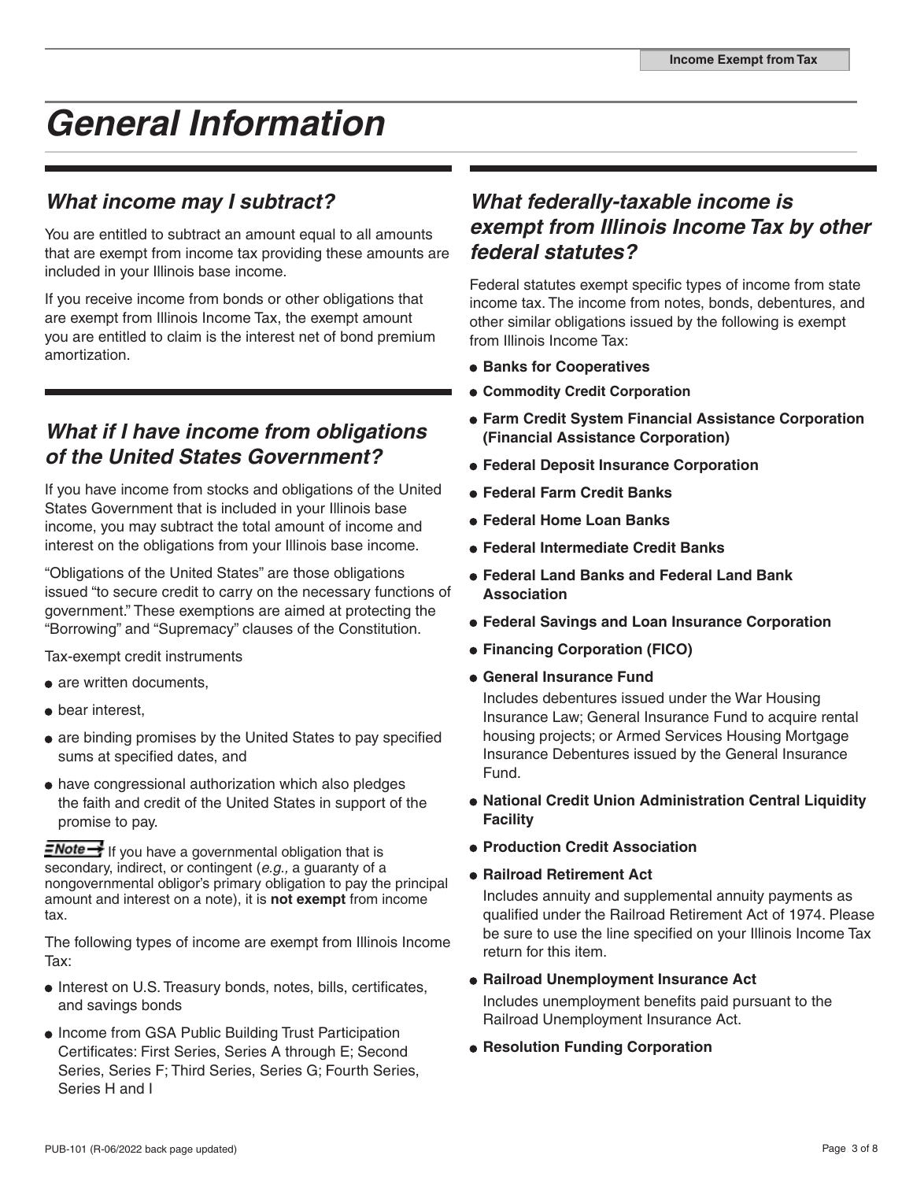# General Information

## What income may I subtract?

You are entitled to subtract an amount equal to all amounts that are exempt from income tax providing these amounts are included in your Illinois base income.

If you receive income from bonds or other obligations that are exempt from Illinois Income Tax, the exempt amount you are entitled to claim is the interest net of bond premium amortization.

## What if I have income from obligations of the United States Government?

If you have income from stocks and obligations of the United States Government that is included in your Illinois base income, you may subtract the total amount of income and interest on the obligations from your Illinois base income.

"Obligations of the United States" are those obligations issued "to secure credit to carry on the necessary functions of government." These exemptions are aimed at protecting the "Borrowing" and "Supremacy" clauses of the Constitution.

Tax-exempt credit instruments

- are written documents,
- bear interest,
- are binding promises by the United States to pay specified sums at specified dates, and
- have congressional authorization which also pledges the faith and credit of the United States in support of the promise to pay.

**Note** If you have a governmental obligation that is secondary, indirect, or contingent (*e.g.,* a guaranty of a nongovernmental obligor's primary obligation to pay the principal amount and interest on a note), it is **not exempt** from income tax.

The following types of income are exempt from Illinois Income Tax:

- Interest on U.S. Treasury bonds, notes, bills, certificates, and savings bonds
- Income from GSA Public Building Trust Participation Certificates: First Series, Series A through E; Second Series, Series F; Third Series, Series G; Fourth Series, Series H and I

## What federally-taxable income is exempt from Illinois Income Tax by other federal statutes?

Federal statutes exempt specific types of income from state income tax. The income from notes, bonds, debentures, and other similar obligations issued by the following is exempt from Illinois Income Tax:

- **Banks for Cooperatives**
- **Commodity Credit Corporation**
- **Farm Credit System Financial Assistance Corporation (Financial Assistance Corporation)**
- **Federal Deposit Insurance Corporation**
- **Federal Farm Credit Banks**
- **Federal Home Loan Banks**
- **Federal Intermediate Credit Banks**
- **Federal Land Banks and Federal Land Bank Association**
- **Federal Savings and Loan Insurance Corporation**
- **Financing Corporation (FICO)**
- **General Insurance Fund**

  Includes debentures issued under the War Housing Insurance Law; General Insurance Fund to acquire rental housing projects; or Armed Services Housing Mortgage Insurance Debentures issued by the General Insurance Fund.
- **National Credit Union Administration Central Liquidity Facility**
- **Production Credit Association**
- **Railroad Retirement Act**

  Includes annuity and supplemental annuity payments as qualified under the Railroad Retirement Act of 1974. Please be sure to use the line specified on your Illinois Income Tax return for this item.
- **Railroad Unemployment Insurance Act**

  Includes unemployment benefits paid pursuant to the Railroad Unemployment Insurance Act.
- **Resolution Funding Corporation**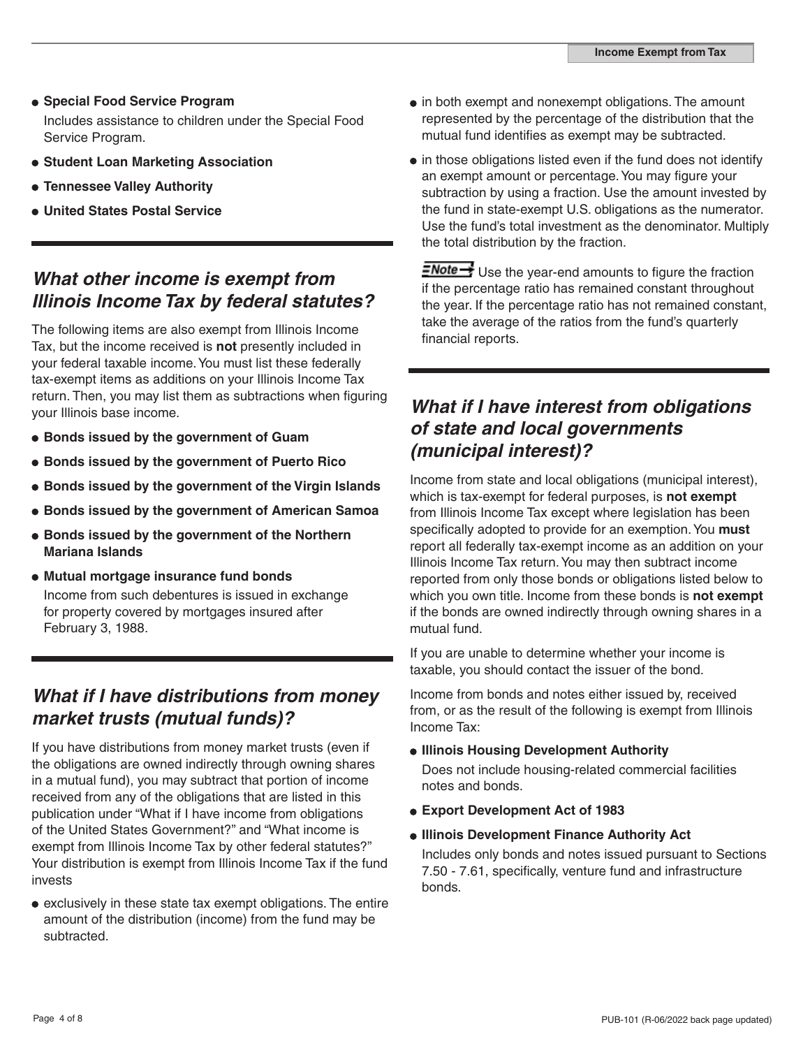- **Special Food Service Program**
  Includes assistance to children under the Special Food Service Program.
- **Student Loan Marketing Association**
- **Tennessee Valley Authority**
- **United States Postal Service**

## *What other income is exempt from Illinois Income Tax by federal statutes?*

The following items are also exempt from Illinois Income Tax, but the income received is **not** presently included in your federal taxable income. You must list these federally tax-exempt items as additions on your Illinois Income Tax return. Then, you may list them as subtractions when figuring your Illinois base income.

- **Bonds issued by the government of Guam**
- **Bonds issued by the government of Puerto Rico**
- **Bonds issued by the government of the Virgin Islands**
- **Bonds issued by the government of American Samoa**
- **Bonds issued by the government of the Northern Mariana Islands**
- **Mutual mortgage insurance fund bonds**
  Income from such debentures is issued in exchange for property covered by mortgages insured after February 3, 1988.

## *What if I have distributions from money market trusts (mutual funds)?*

If you have distributions from money market trusts (even if the obligations are owned indirectly through owning shares in a mutual fund), you may subtract that portion of income received from any of the obligations that are listed in this publication under "What if I have income from obligations of the United States Government?" and "What income is exempt from Illinois Income Tax by other federal statutes?" Your distribution is exempt from Illinois Income Tax if the fund invests

- exclusively in these state tax exempt obligations. The entire amount of the distribution (income) from the fund may be subtracted.
- in both exempt and nonexempt obligations. The amount represented by the percentage of the distribution that the mutual fund identifies as exempt may be subtracted.
- in those obligations listed even if the fund does not identify an exempt amount or percentage. You may figure your subtraction by using a fraction. Use the amount invested by the fund in state-exempt U.S. obligations as the numerator. Use the fund's total investment as the denominator. Multiply the total distribution by the fraction.

**Note** Use the year-end amounts to figure the fraction if the percentage ratio has remained constant throughout the year. If the percentage ratio has not remained constant, take the average of the ratios from the fund's quarterly financial reports.

## *What if I have interest from obligations of state and local governments (municipal interest)?*

Income from state and local obligations (municipal interest), which is tax-exempt for federal purposes, is **not exempt** from Illinois Income Tax except where legislation has been specifically adopted to provide for an exemption. You **must** report all federally tax-exempt income as an addition on your Illinois Income Tax return. You may then subtract income reported from only those bonds or obligations listed below to which you own title. Income from these bonds is **not exempt** if the bonds are owned indirectly through owning shares in a mutual fund.

If you are unable to determine whether your income is taxable, you should contact the issuer of the bond.

Income from bonds and notes either issued by, received from, or as the result of the following is exempt from Illinois Income Tax:

- **Illinois Housing Development Authority**
  Does not include housing-related commercial facilities notes and bonds.
- **Export Development Act of 1983**
- **Illinois Development Finance Authority Act**
  Includes only bonds and notes issued pursuant to Sections 7.50 - 7.61, specifically, venture fund and infrastructure bonds.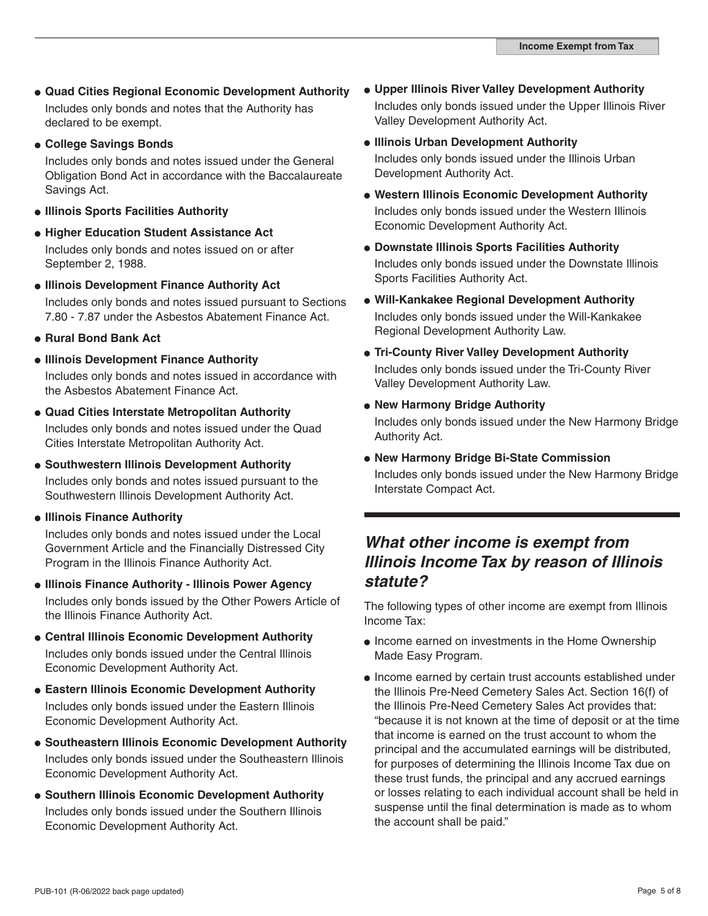- **Quad Cities Regional Economic Development Authority**
  Includes only bonds and notes that the Authority has declared to be exempt.
- **College Savings Bonds**
  Includes only bonds and notes issued under the General Obligation Bond Act in accordance with the Baccalaureate Savings Act.
- **Illinois Sports Facilities Authority**
- **Higher Education Student Assistance Act**
  Includes only bonds and notes issued on or after September 2, 1988.
- **Illinois Development Finance Authority Act**
  Includes only bonds and notes issued pursuant to Sections 7.80 - 7.87 under the Asbestos Abatement Finance Act.
- **Rural Bond Bank Act**
- **Illinois Development Finance Authority**
  Includes only bonds and notes issued in accordance with the Asbestos Abatement Finance Act.
- **Quad Cities Interstate Metropolitan Authority**
  Includes only bonds and notes issued under the Quad Cities Interstate Metropolitan Authority Act.
- **Southwestern Illinois Development Authority**
  Includes only bonds and notes issued pursuant to the Southwestern Illinois Development Authority Act.
- **Illinois Finance Authority**
  Includes only bonds and notes issued under the Local Government Article and the Financially Distressed City Program in the Illinois Finance Authority Act.
- **Illinois Finance Authority - Illinois Power Agency**
  Includes only bonds issued by the Other Powers Article of the Illinois Finance Authority Act.
- **Central Illinois Economic Development Authority**
  Includes only bonds issued under the Central Illinois Economic Development Authority Act.
- **Eastern Illinois Economic Development Authority**
  Includes only bonds issued under the Eastern Illinois Economic Development Authority Act.
- **Southeastern Illinois Economic Development Authority**
  Includes only bonds issued under the Southeastern Illinois Economic Development Authority Act.
- **Southern Illinois Economic Development Authority**
  Includes only bonds issued under the Southern Illinois Economic Development Authority Act.
- **Upper Illinois River Valley Development Authority**
  Includes only bonds issued under the Upper Illinois River Valley Development Authority Act.
- **Illinois Urban Development Authority**
  Includes only bonds issued under the Illinois Urban Development Authority Act.
- **Western Illinois Economic Development Authority**
  Includes only bonds issued under the Western Illinois Economic Development Authority Act.
- **Downstate Illinois Sports Facilities Authority**
  Includes only bonds issued under the Downstate Illinois Sports Facilities Authority Act.
- **Will-Kankakee Regional Development Authority**
  Includes only bonds issued under the Will-Kankakee Regional Development Authority Law.
- **Tri-County River Valley Development Authority**
  Includes only bonds issued under the Tri-County River Valley Development Authority Law.
- **New Harmony Bridge Authority**
  Includes only bonds issued under the New Harmony Bridge Authority Act.
- **New Harmony Bridge Bi-State Commission**
  Includes only bonds issued under the New Harmony Bridge Interstate Compact Act.

## *What other income is exempt from Illinois Income Tax by reason of Illinois statute?*

The following types of other income are exempt from Illinois Income Tax:

- Income earned on investments in the Home Ownership Made Easy Program.
- Income earned by certain trust accounts established under the Illinois Pre-Need Cemetery Sales Act. Section 16(f) of the Illinois Pre-Need Cemetery Sales Act provides that: "because it is not known at the time of deposit or at the time that income is earned on the trust account to whom the principal and the accumulated earnings will be distributed, for purposes of determining the Illinois Income Tax due on these trust funds, the principal and any accrued earnings or losses relating to each individual account shall be held in suspense until the final determination is made as to whom the account shall be paid."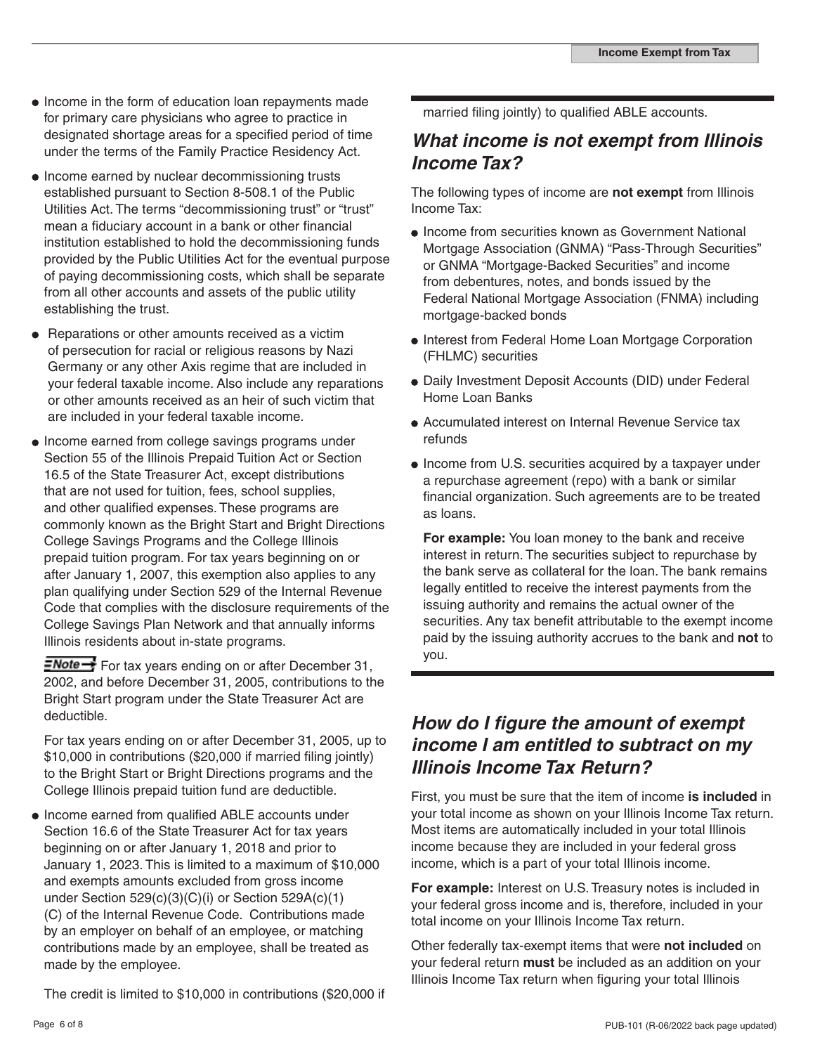- Income in the form of education loan repayments made for primary care physicians who agree to practice in designated shortage areas for a specified period of time under the terms of the Family Practice Residency Act.
- Income earned by nuclear decommissioning trusts established pursuant to Section 8-508.1 of the Public Utilities Act. The terms "decommissioning trust" or "trust" mean a fiduciary account in a bank or other financial institution established to hold the decommissioning funds provided by the Public Utilities Act for the eventual purpose of paying decommissioning costs, which shall be separate from all other accounts and assets of the public utility establishing the trust.
- Reparations or other amounts received as a victim of persecution for racial or religious reasons by Nazi Germany or any other Axis regime that are included in your federal taxable income. Also include any reparations or other amounts received as an heir of such victim that are included in your federal taxable income.
- Income earned from college savings programs under Section 55 of the Illinois Prepaid Tuition Act or Section 16.5 of the State Treasurer Act, except distributions that are not used for tuition, fees, school supplies, and other qualified expenses. These programs are commonly known as the Bright Start and Bright Directions College Savings Programs and the College Illinois prepaid tuition program. For tax years beginning on or after January 1, 2007, this exemption also applies to any plan qualifying under Section 529 of the Internal Revenue Code that complies with the disclosure requirements of the College Savings Plan Network and that annually informs Illinois residents about in-state programs.

  **Note** For tax years ending on or after December 31, 2002, and before December 31, 2005, contributions to the Bright Start program under the State Treasurer Act are deductible.

  For tax years ending on or after December 31, 2005, up to $10,000 in contributions ($20,000 if married filing jointly) to the Bright Start or Bright Directions programs and the College Illinois prepaid tuition fund are deductible.
- Income earned from qualified ABLE accounts under Section 16.6 of the State Treasurer Act for tax years beginning on or after January 1, 2018 and prior to January 1, 2023. This is limited to a maximum of $10,000 and exempts amounts excluded from gross income under Section 529(c)(3)(C)(i) or Section 529A(c)(1)(C) of the Internal Revenue Code. Contributions made by an employer on behalf of an employee, or matching contributions made by an employee, shall be treated as made by the employee.

  The credit is limited to $10,000 in contributions ($20,000 if married filing jointly) to qualified ABLE accounts.

## *What income is not exempt from Illinois Income Tax?*

The following types of income are **not exempt** from Illinois Income Tax:

- Income from securities known as Government National Mortgage Association (GNMA) "Pass-Through Securities" or GNMA "Mortgage-Backed Securities" and income from debentures, notes, and bonds issued by the Federal National Mortgage Association (FNMA) including mortgage-backed bonds
- Interest from Federal Home Loan Mortgage Corporation (FHLMC) securities
- Daily Investment Deposit Accounts (DID) under Federal Home Loan Banks
- Accumulated interest on Internal Revenue Service tax refunds
- Income from U.S. securities acquired by a taxpayer under a repurchase agreement (repo) with a bank or similar financial organization. Such agreements are to be treated as loans.

  **For example:** You loan money to the bank and receive interest in return. The securities subject to repurchase by the bank serve as collateral for the loan. The bank remains legally entitled to receive the interest payments from the issuing authority and remains the actual owner of the securities. Any tax benefit attributable to the exempt income paid by the issuing authority accrues to the bank and **not** to you.

## *How do I figure the amount of exempt income I am entitled to subtract on my Illinois Income Tax Return?*

First, you must be sure that the item of income **is included** in your total income as shown on your Illinois Income Tax return. Most items are automatically included in your total Illinois income because they are included in your federal gross income, which is a part of your total Illinois income.

**For example:** Interest on U.S. Treasury notes is included in your federal gross income and is, therefore, included in your total income on your Illinois Income Tax return.

Other federally tax-exempt items that were **not included** on your federal return **must** be included as an addition on your Illinois Income Tax return when figuring your total Illinois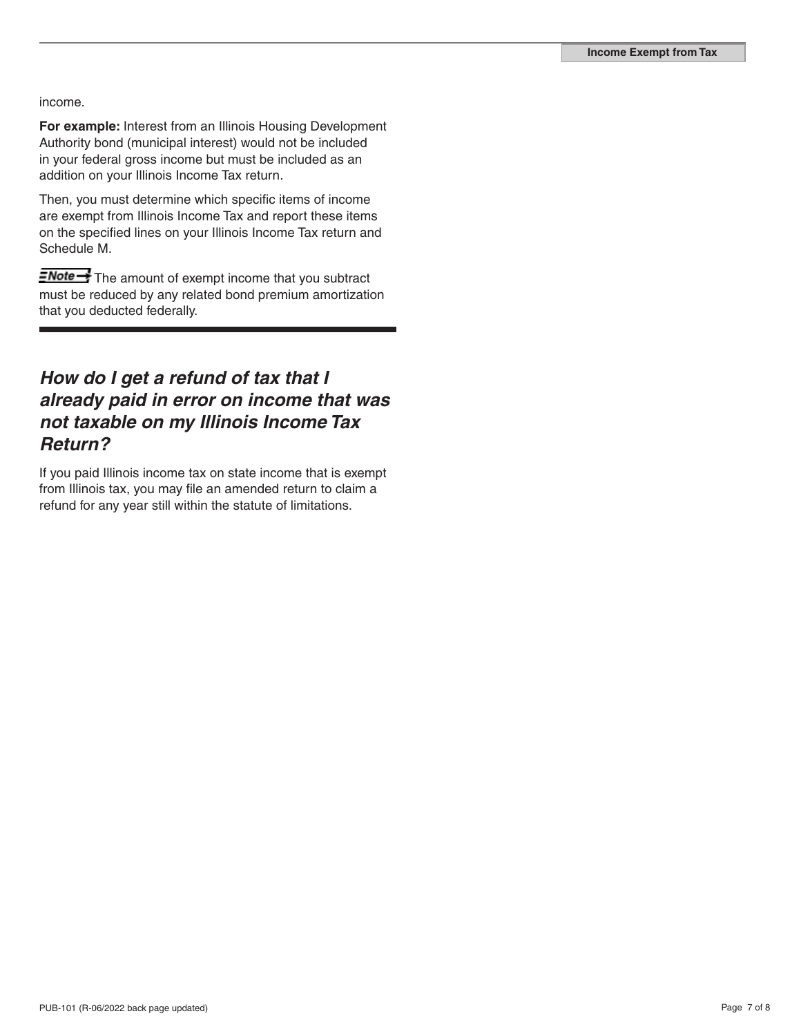income.

**For example:** Interest from an Illinois Housing Development Authority bond (municipal interest) would not be included in your federal gross income but must be included as an addition on your Illinois Income Tax return.

Then, you must determine which specific items of income are exempt from Illinois Income Tax and report these items on the specified lines on your Illinois Income Tax return and Schedule M.

**Note** The amount of exempt income that you subtract must be reduced by any related bond premium amortization that you deducted federally.

## *How do I get a refund of tax that I already paid in error on income that was not taxable on my Illinois Income Tax Return?*

If you paid Illinois income tax on state income that is exempt from Illinois tax, you may file an amended return to claim a refund for any year still within the statute of limitations.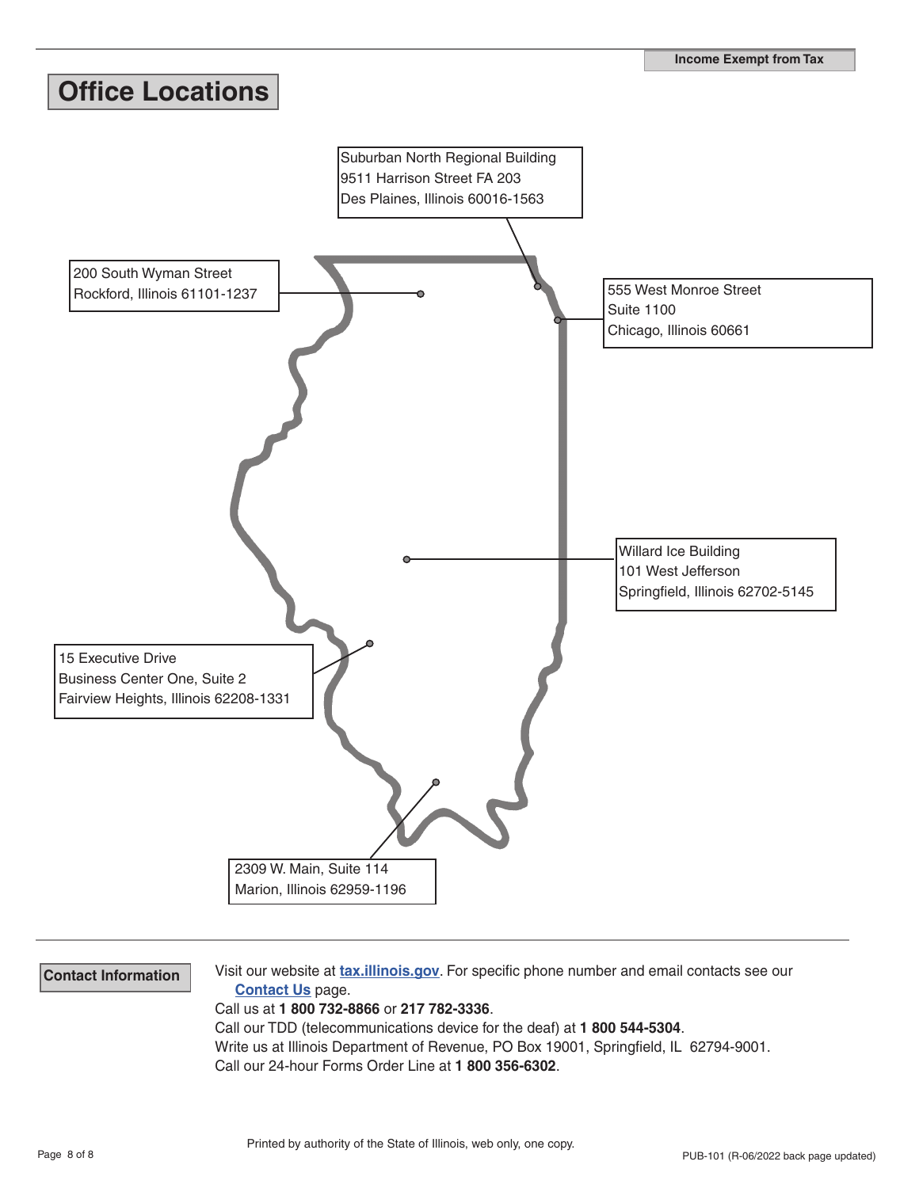# Office Locations

Suburban North Regional Building
9511 Harrison Street FA 203
Des Plaines, Illinois 60016-1563

200 South Wyman Street
Rockford, Illinois 61101-1237

555 West Monroe Street
Suite 1100
Chicago, Illinois 60661

Willard Ice Building
101 West Jefferson
Springfield, Illinois 62702-5145

15 Executive Drive
Business Center One, Suite 2
Fairview Heights, Illinois 62208-1331

2309 W. Main, Suite 114
Marion, Illinois 62959-1196

**Contact Information**

Visit our website at **tax.illinois.gov**. For specific phone number and email contacts see our **Contact Us** page.

Call us at **1 800 732-8866** or **217 782-3336**.

Call our TDD (telecommunications device for the deaf) at **1 800 544-5304**.

Write us at Illinois Department of Revenue, PO Box 19001, Springfield, IL 62794-9001.

Call our 24-hour Forms Order Line at **1 800 356-6302**.

Printed by authority of the State of Illinois, web only, one copy.

PUB-101 (R-06/2022 back page updated)